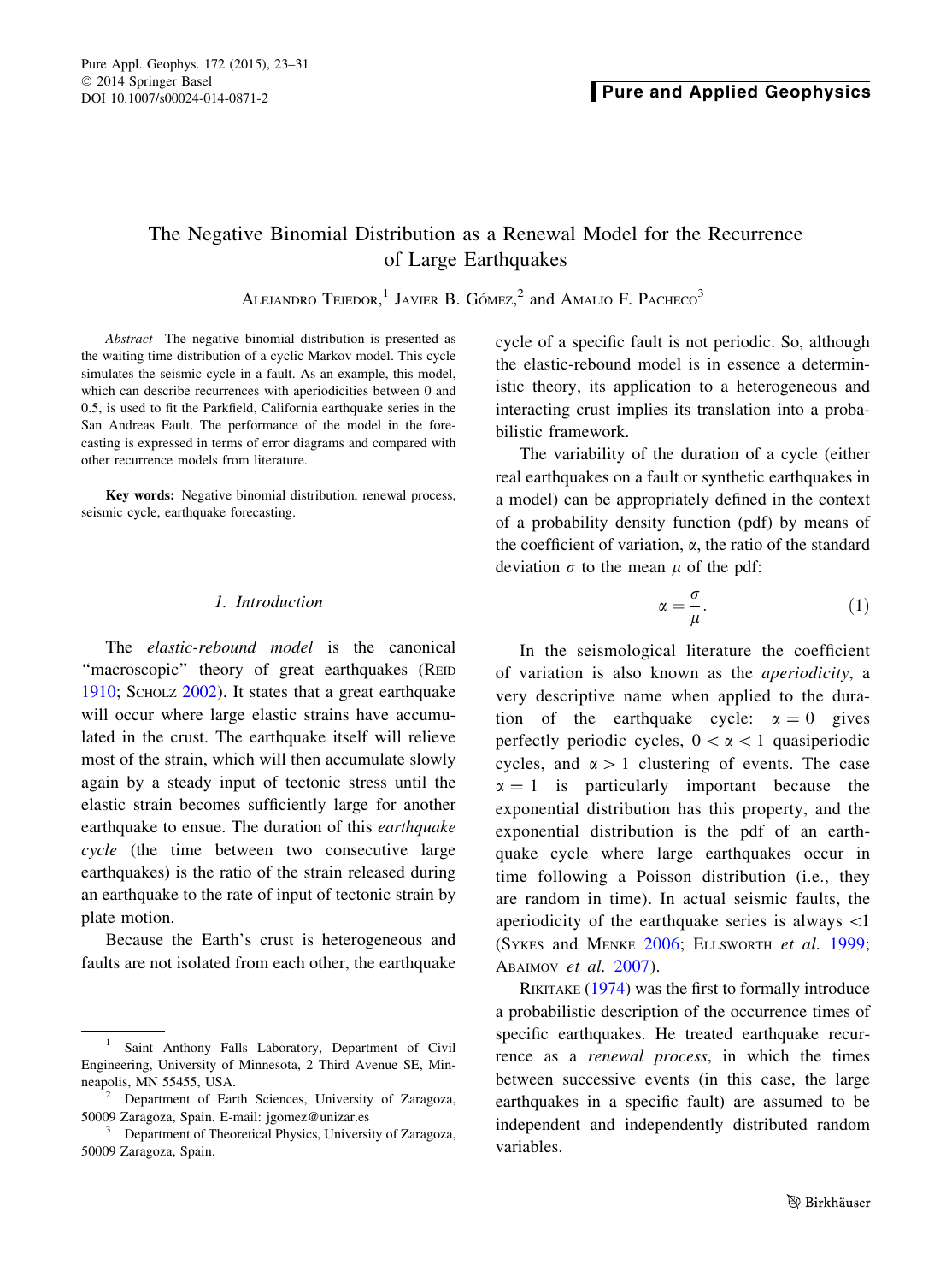# The Negative Binomial Distribution as a Renewal Model for the Recurrence of Large Earthquakes

Alejandro Tejedor,[1] Javier B. Gómez,[2] and Amalio F. Pacheco[3]

*Abstract*—The negative binomial distribution is presented as the waiting time distribution of a cyclic Markov model. This cycle simulates the seismic cycle in a fault. As an example, this model, which can describe recurrences with aperiodicities between 0 and 0.5, is used to fit the Parkfield, California earthquake series in the San Andreas Fault. The performance of the model in the forecasting is expressed in terms of error diagrams and compared with other recurrence models from literature.

**Key words:** Negative binomial distribution, renewal process, seismic cycle, earthquake forecasting.

## 1. Introduction

The *elastic-rebound model* is the canonical "macroscopic" theory of great earthquakes (Reid 1910; Scholz 2002). It states that a great earthquake will occur where large elastic strains have accumulated in the crust. The earthquake itself will relieve most of the strain, which will then accumulate slowly again by a steady input of tectonic stress until the elastic strain becomes sufficiently large for another earthquake to ensue. The duration of this *earthquake cycle* (the time between two consecutive large earthquakes) is the ratio of the strain released during an earthquake to the rate of input of tectonic strain by plate motion.

Because the Earth's crust is heterogeneous and faults are not isolated from each other, the earthquake cycle of a specific fault is not periodic. So, although the elastic-rebound model is in essence a deterministic theory, its application to a heterogeneous and interacting crust implies its translation into a probabilistic framework.

The variability of the duration of a cycle (either real earthquakes on a fault or synthetic earthquakes in a model) can be appropriately defined in the context of a probability density function (pdf) by means of the coefficient of variation, $\alpha$, the ratio of the standard deviation $\sigma$ to the mean $\mu$ of the pdf:

$$\alpha = \frac{\sigma}{\mu}. \tag{1}$$

In the seismological literature the coefficient of variation is also known as the *aperiodicity*, a very descriptive name when applied to the duration of the earthquake cycle: $\alpha = 0$ gives perfectly periodic cycles, $0 < \alpha < 1$ quasiperiodic cycles, and $\alpha > 1$ clustering of events. The case $\alpha = 1$ is particularly important because the exponential distribution has this property, and the exponential distribution is the pdf of an earthquake cycle where large earthquakes occur in time following a Poisson distribution (i.e., they are random in time). In actual seismic faults, the aperiodicity of the earthquake series is always $<1$ (Sykes and Menke 2006; Ellsworth *et al.* 1999; Abaimov *et al.* 2007).

Rikitake (1974) was the first to formally introduce a probabilistic description of the occurrence times of specific earthquakes. He treated earthquake recurrence as a *renewal process*, in which the times between successive events (in this case, the large earthquakes in a specific fault) are assumed to be independent and independently distributed random variables.

---

[1] Saint Anthony Falls Laboratory, Department of Civil Engineering, University of Minnesota, 2 Third Avenue SE, Minneapolis, MN 55455, USA.

[2] Department of Earth Sciences, University of Zaragoza, 50009 Zaragoza, Spain. E-mail: jgomez@unizar.es

[3] Department of Theoretical Physics, University of Zaragoza, 50009 Zaragoza, Spain.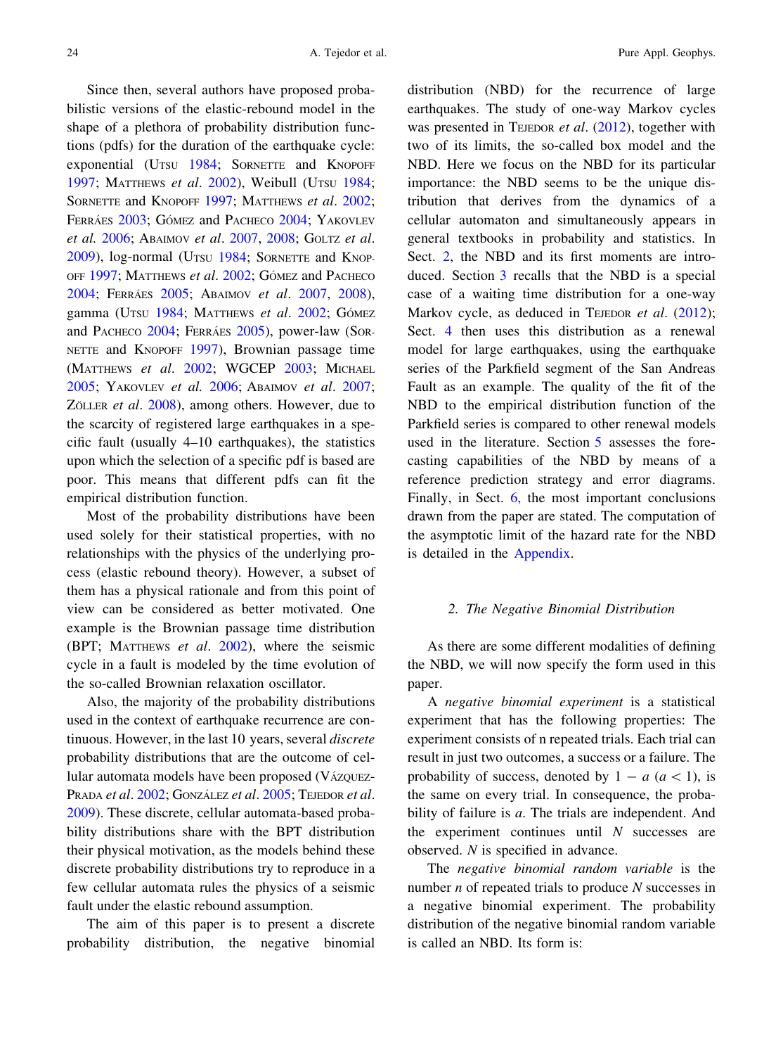Since then, several authors have proposed probabilistic versions of the elastic-rebound model in the shape of a plethora of probability distribution functions (pdfs) for the duration of the earthquake cycle: exponential (Utsu 1984; Sornette and Knopoff 1997; Matthews *et al*. 2002), Weibull (Utsu 1984; Sornette and Knopoff 1997; Matthews *et al*. 2002; Ferráes 2003; Gómez and Pacheco 2004; Yakovlev *et al.* 2006; Abaimov *et al*. 2007, 2008; Goltz *et al*. 2009), log-normal (Utsu 1984; Sornette and Knopoff 1997; Matthews *et al*. 2002; Gómez and Pacheco 2004; Ferráes 2005; Abaimov *et al*. 2007, 2008), gamma (Utsu 1984; Matthews *et al*. 2002; Gómez and Pacheco 2004; Ferráes 2005), power-law (Sornette and Knopoff 1997), Brownian passage time (Matthews *et al*. 2002; WGCEP 2003; Michael 2005; Yakovlev *et al.* 2006; Abaimov *et al*. 2007; Zöller *et al*. 2008), among others. However, due to the scarcity of registered large earthquakes in a specific fault (usually 4–10 earthquakes), the statistics upon which the selection of a specific pdf is based are poor. This means that different pdfs can fit the empirical distribution function.

Most of the probability distributions have been used solely for their statistical properties, with no relationships with the physics of the underlying process (elastic rebound theory). However, a subset of them has a physical rationale and from this point of view can be considered as better motivated. One example is the Brownian passage time distribution (BPT; Matthews *et al*. 2002), where the seismic cycle in a fault is modeled by the time evolution of the so-called Brownian relaxation oscillator.

Also, the majority of the probability distributions used in the context of earthquake recurrence are continuous. However, in the last 10 years, several *discrete* probability distributions that are the outcome of cellular automata models have been proposed (Vázquez-Prada *et al*. 2002; González *et al*. 2005; Tejedor *et al*. 2009). These discrete, cellular automata-based probability distributions share with the BPT distribution their physical motivation, as the models behind these discrete probability distributions try to reproduce in a few cellular automata rules the physics of a seismic fault under the elastic rebound assumption.

The aim of this paper is to present a discrete probability distribution, the negative binomial distribution (NBD) for the recurrence of large earthquakes. The study of one-way Markov cycles was presented in Tejedor *et al*. (2012), together with two of its limits, the so-called box model and the NBD. Here we focus on the NBD for its particular importance: the NBD seems to be the unique distribution that derives from the dynamics of a cellular automaton and simultaneously appears in general textbooks in probability and statistics. In Sect. 2, the NBD and its first moments are introduced. Section 3 recalls that the NBD is a special case of a waiting time distribution for a one-way Markov cycle, as deduced in Tejedor *et al*. (2012); Sect. 4 then uses this distribution as a renewal model for large earthquakes, using the earthquake series of the Parkfield segment of the San Andreas Fault as an example. The quality of the fit of the NBD to the empirical distribution function of the Parkfield series is compared to other renewal models used in the literature. Section 5 assesses the forecasting capabilities of the NBD by means of a reference prediction strategy and error diagrams. Finally, in Sect. 6, the most important conclusions drawn from the paper are stated. The computation of the asymptotic limit of the hazard rate for the NBD is detailed in the Appendix.

## 2. The Negative Binomial Distribution

As there are some different modalities of defining the NBD, we will now specify the form used in this paper.

A *negative binomial experiment* is a statistical experiment that has the following properties: The experiment consists of n repeated trials. Each trial can result in just two outcomes, a success or a failure. The probability of success, denoted by $1 - a$ $(a < 1)$, is the same on every trial. In consequence, the probability of failure is $a$. The trials are independent. And the experiment continues until $N$ successes are observed. $N$ is specified in advance.

The *negative binomial random variable* is the number $n$ of repeated trials to produce $N$ successes in a negative binomial experiment. The probability distribution of the negative binomial random variable is called an NBD. Its form is: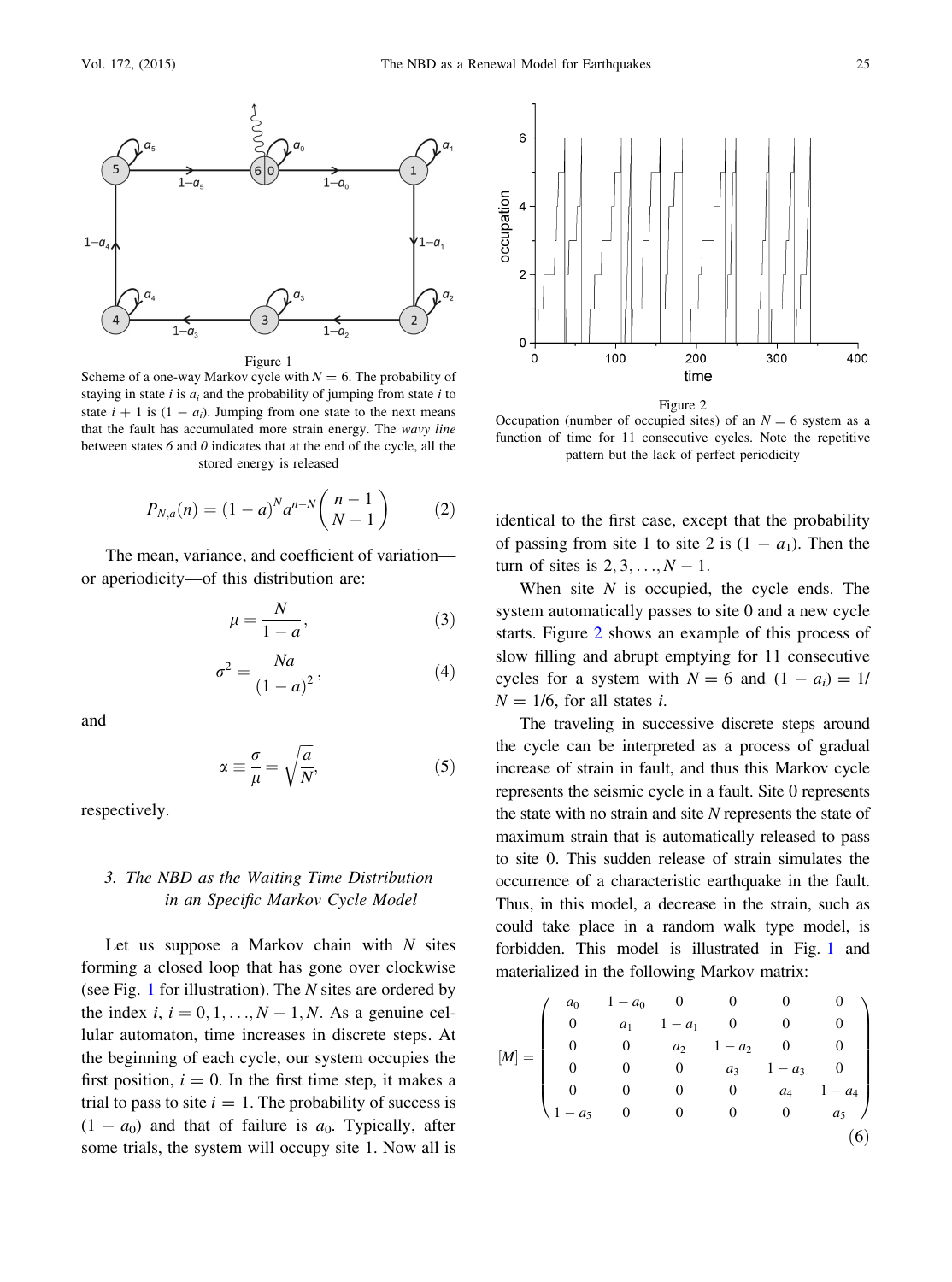Figure 1

Scheme of a one-way Markov cycle with $N = 6$. The probability of staying in state $i$ is $a_i$ and the probability of jumping from state $i$ to state $i + 1$ is $(1 - a_i)$. Jumping from one state to the next means that the fault has accumulated more strain energy. The *wavy line* between states *6* and *0* indicates that at the end of the cycle, all the stored energy is released

$$P_{N,a}(n) = (1 - a)^N a^{n-N} \binom{n-1}{N-1} \tag{2}$$

The mean, variance, and coefficient of variation—or aperiodicity—of this distribution are:

$$\mu = \frac{N}{1 - a}, \tag{3}$$

$$\sigma^2 = \frac{Na}{(1 - a)^2}, \tag{4}$$

and

$$\alpha \equiv \frac{\sigma}{\mu} = \sqrt{\frac{a}{N}}, \tag{5}$$

respectively.

### 3. The NBD as the Waiting Time Distribution in an Specific Markov Cycle Model

Let us suppose a Markov chain with $N$ sites forming a closed loop that has gone over clockwise (see Fig. 1 for illustration). The $N$ sites are ordered by the index $i$, $i = 0, 1, \ldots, N - 1, N$. As a genuine cellular automaton, time increases in discrete steps. At the beginning of each cycle, our system occupies the first position, $i = 0$. In the first time step, it makes a trial to pass to site $i = 1$. The probability of success is $(1 - a_0)$ and that of failure is $a_0$. Typically, after some trials, the system will occupy site 1. Now all is identical to the first case, except that the probability of passing from site 1 to site 2 is $(1 - a_1)$. Then the turn of sites is $2, 3, \ldots, N - 1$.

Figure 2

Occupation (number of occupied sites) of an $N = 6$ system as a function of time for 11 consecutive cycles. Note the repetitive pattern but the lack of perfect periodicity

When site $N$ is occupied, the cycle ends. The system automatically passes to site 0 and a new cycle starts. Figure 2 shows an example of this process of slow filling and abrupt emptying for 11 consecutive cycles for a system with $N = 6$ and $(1 - a_i) = 1/N = 1/6$, for all states $i$.

The traveling in successive discrete steps around the cycle can be interpreted as a process of gradual increase of strain in fault, and thus this Markov cycle represents the seismic cycle in a fault. Site 0 represents the state with no strain and site $N$ represents the state of maximum strain that is automatically released to pass to site 0. This sudden release of strain simulates the occurrence of a characteristic earthquake in the fault. Thus, in this model, a decrease in the strain, such as could take place in a random walk type model, is forbidden. This model is illustrated in Fig. 1 and materialized in the following Markov matrix:

$$[M] = \begin{pmatrix} a_0 & 1 - a_0 & 0 & 0 & 0 & 0 \\ 0 & a_1 & 1 - a_1 & 0 & 0 & 0 \\ 0 & 0 & a_2 & 1 - a_2 & 0 & 0 \\ 0 & 0 & 0 & a_3 & 1 - a_3 & 0 \\ 0 & 0 & 0 & 0 & a_4 & 1 - a_4 \\ 1 - a_5 & 0 & 0 & 0 & 0 & a_5 \end{pmatrix} \tag{6}$$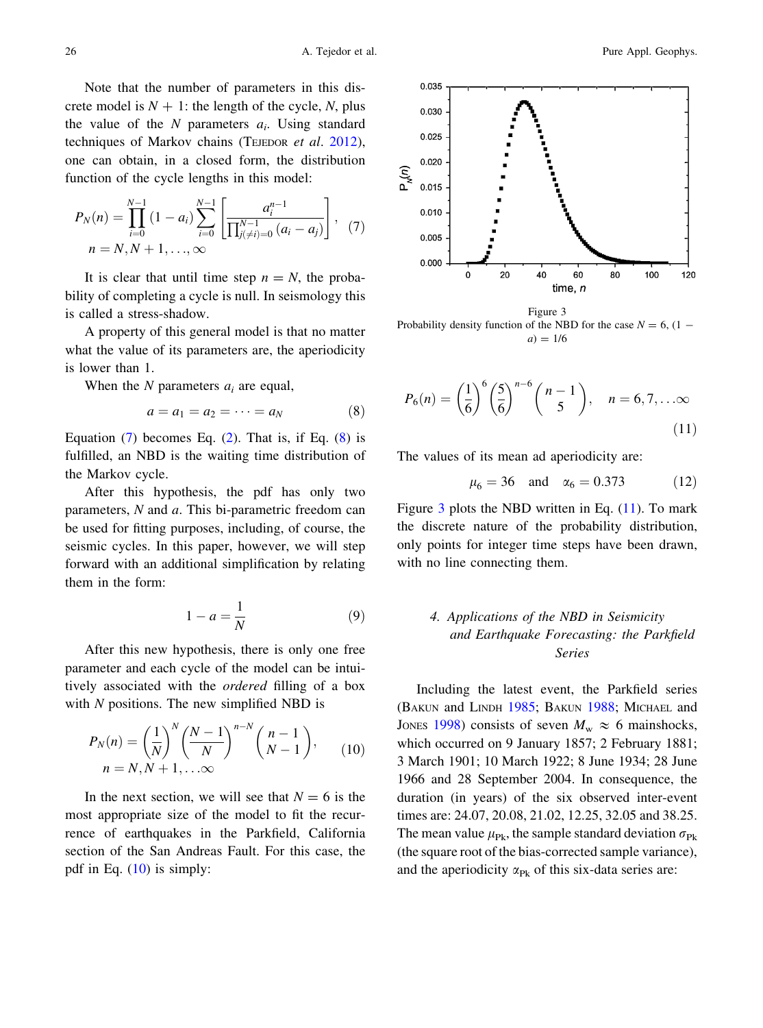Note that the number of parameters in this discrete model is $N + 1$: the length of the cycle, $N$, plus the value of the $N$ parameters $a_i$. Using standard techniques of Markov chains (Tejedor *et al*. 2012), one can obtain, in a closed form, the distribution function of the cycle lengths in this model:

$$P_N(n) = \prod_{i=0}^{N-1} (1 - a_i) \sum_{i=0}^{N-1} \left[ \frac{a_i^{n-1}}{\prod_{j(\neq i)=0}^{N-1} (a_i - a_j)} \right], \quad (7)$$
$$n = N, N+1, \ldots, \infty$$

It is clear that until time step $n = N$, the probability of completing a cycle is null. In seismology this is called a stress-shadow.

A property of this general model is that no matter what the value of its parameters are, the aperiodicity is lower than 1.

When the $N$ parameters $a_i$ are equal,

$$a = a_1 = a_2 = \cdots = a_N \quad (8)$$

Equation (7) becomes Eq. (2). That is, if Eq. (8) is fulfilled, an NBD is the waiting time distribution of the Markov cycle.

After this hypothesis, the pdf has only two parameters, $N$ and $a$. This bi-parametric freedom can be used for fitting purposes, including, of course, the seismic cycles. In this paper, however, we will step forward with an additional simplification by relating them in the form:

$$1 - a = \frac{1}{N} \quad (9)$$

After this new hypothesis, there is only one free parameter and each cycle of the model can be intuitively associated with the *ordered* filling of a box with $N$ positions. The new simplified NBD is

$$P_N(n) = \left(\frac{1}{N}\right)^N \left(\frac{N-1}{N}\right)^{n-N} \binom{n-1}{N-1}, \quad (10)$$
$$n = N, N+1, \ldots \infty$$

In the next section, we will see that $N = 6$ is the most appropriate size of the model to fit the recurrence of earthquakes in the Parkfield, California section of the San Andreas Fault. For this case, the pdf in Eq. (10) is simply:

Figure 3
Probability density function of the NBD for the case $N = 6$, $(1 - a) = 1/6$

$$P_6(n) = \left(\frac{1}{6}\right)^6 \left(\frac{5}{6}\right)^{n-6} \binom{n-1}{5}, \quad n = 6, 7, \ldots \infty \quad (11)$$

The values of its mean ad aperiodicity are:

$$\mu_6 = 36 \quad \text{and} \quad \alpha_6 = 0.373 \quad (12)$$

Figure 3 plots the NBD written in Eq. (11). To mark the discrete nature of the probability distribution, only points for integer time steps have been drawn, with no line connecting them.

## 4. Applications of the NBD in Seismicity and Earthquake Forecasting: the Parkfield Series

Including the latest event, the Parkfield series (Bakun and Lindh 1985; Bakun 1988; Michael and Jones 1998) consists of seven $M_w \approx 6$ mainshocks, which occurred on 9 January 1857; 2 February 1881; 3 March 1901; 10 March 1922; 8 June 1934; 28 June 1966 and 28 September 2004. In consequence, the duration (in years) of the six observed inter-event times are: 24.07, 20.08, 21.02, 12.25, 32.05 and 38.25. The mean value $\mu_{Pk}$, the sample standard deviation $\sigma_{Pk}$ (the square root of the bias-corrected sample variance), and the aperiodicity $\alpha_{Pk}$ of this six-data series are: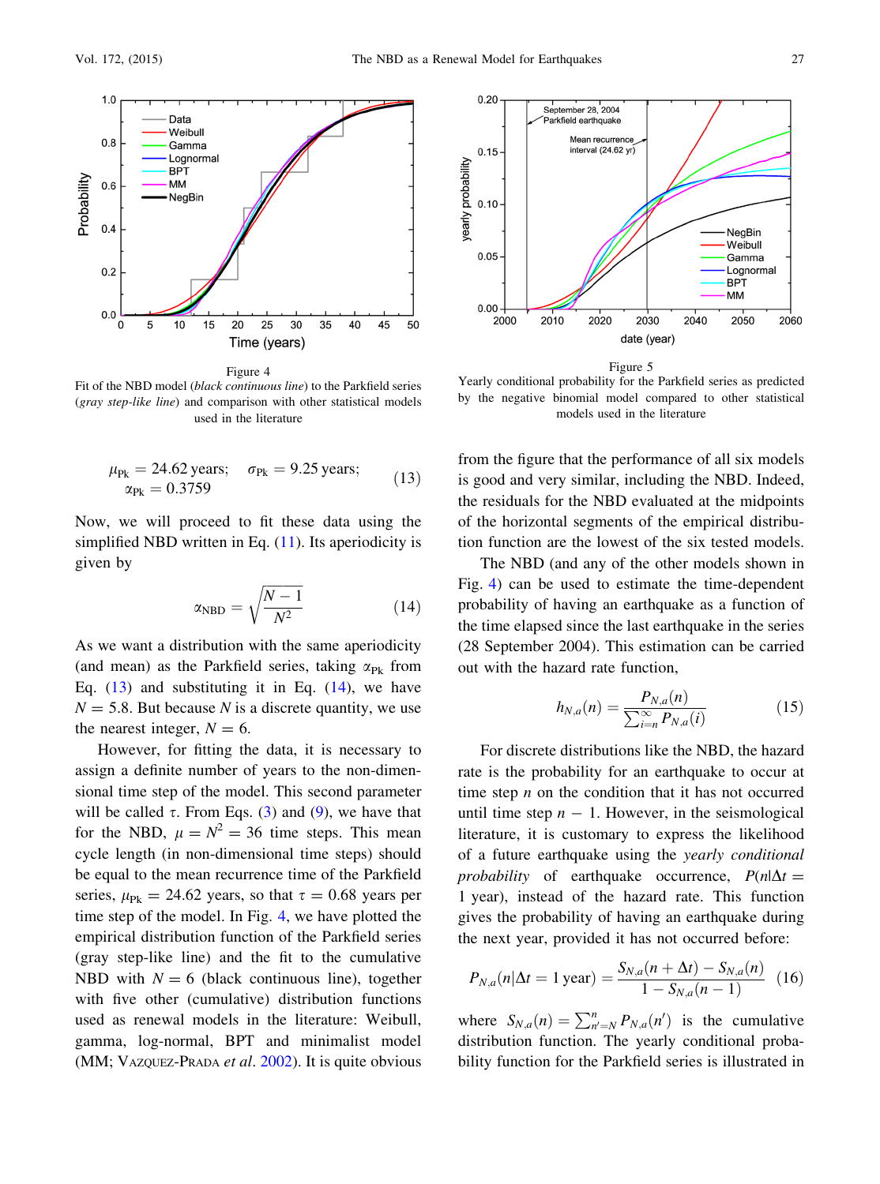Figure 4
Fit of the NBD model (*black continuous line*) to the Parkfield series (*gray step-like line*) and comparison with other statistical models used in the literature

Figure 5
Yearly conditional probability for the Parkfield series as predicted by the negative binomial model compared to other statistical models used in the literature

$$\mu_{\mathrm{Pk}} = 24.62 \text{ years}; \quad \sigma_{\mathrm{Pk}} = 9.25 \text{ years}; \quad \alpha_{\mathrm{Pk}} = 0.3759 \tag{13}$$

Now, we will proceed to fit these data using the simplified NBD written in Eq. (11). Its aperiodicity is given by

$$\alpha_{\mathrm{NBD}} = \sqrt{\frac{N-1}{N^2}} \tag{14}$$

As we want a distribution with the same aperiodicity (and mean) as the Parkfield series, taking $\alpha_{\mathrm{Pk}}$ from Eq. (13) and substituting it in Eq. (14), we have $N = 5.8$. But because $N$ is a discrete quantity, we use the nearest integer, $N = 6$.

However, for fitting the data, it is necessary to assign a definite number of years to the non-dimensional time step of the model. This second parameter will be called $\tau$. From Eqs. (3) and (9), we have that for the NBD, $\mu = N^2 = 36$ time steps. This mean cycle length (in non-dimensional time steps) should be equal to the mean recurrence time of the Parkfield series, $\mu_{\mathrm{Pk}} = 24.62$ years, so that $\tau = 0.68$ years per time step of the model. In Fig. 4, we have plotted the empirical distribution function of the Parkfield series (gray step-like line) and the fit to the cumulative NBD with $N = 6$ (black continuous line), together with five other (cumulative) distribution functions used as renewal models in the literature: Weibull, gamma, log-normal, BPT and minimalist model (MM; Vazquez-Prada *et al*. 2002). It is quite obvious from the figure that the performance of all six models is good and very similar, including the NBD. Indeed, the residuals for the NBD evaluated at the midpoints of the horizontal segments of the empirical distribution function are the lowest of the six tested models.

The NBD (and any of the other models shown in Fig. 4) can be used to estimate the time-dependent probability of having an earthquake as a function of the time elapsed since the last earthquake in the series (28 September 2004). This estimation can be carried out with the hazard rate function,

$$h_{N,a}(n) = \frac{P_{N,a}(n)}{\sum_{i=n}^{\infty} P_{N,a}(i)} \tag{15}$$

For discrete distributions like the NBD, the hazard rate is the probability for an earthquake to occur at time step $n$ on the condition that it has not occurred until time step $n - 1$. However, in the seismological literature, it is customary to express the likelihood of a future earthquake using the *yearly conditional probability* of earthquake occurrence, $P(n|\Delta t = 1 \text{ year})$, instead of the hazard rate. This function gives the probability of having an earthquake during the next year, provided it has not occurred before:

$$P_{N,a}(n|\Delta t = 1 \text{ year}) = \frac{S_{N,a}(n + \Delta t) - S_{N,a}(n)}{1 - S_{N,a}(n-1)} \tag{16}$$

where $S_{N,a}(n) = \sum_{n'=N}^{n} P_{N,a}(n')$ is the cumulative distribution function. The yearly conditional probability function for the Parkfield series is illustrated in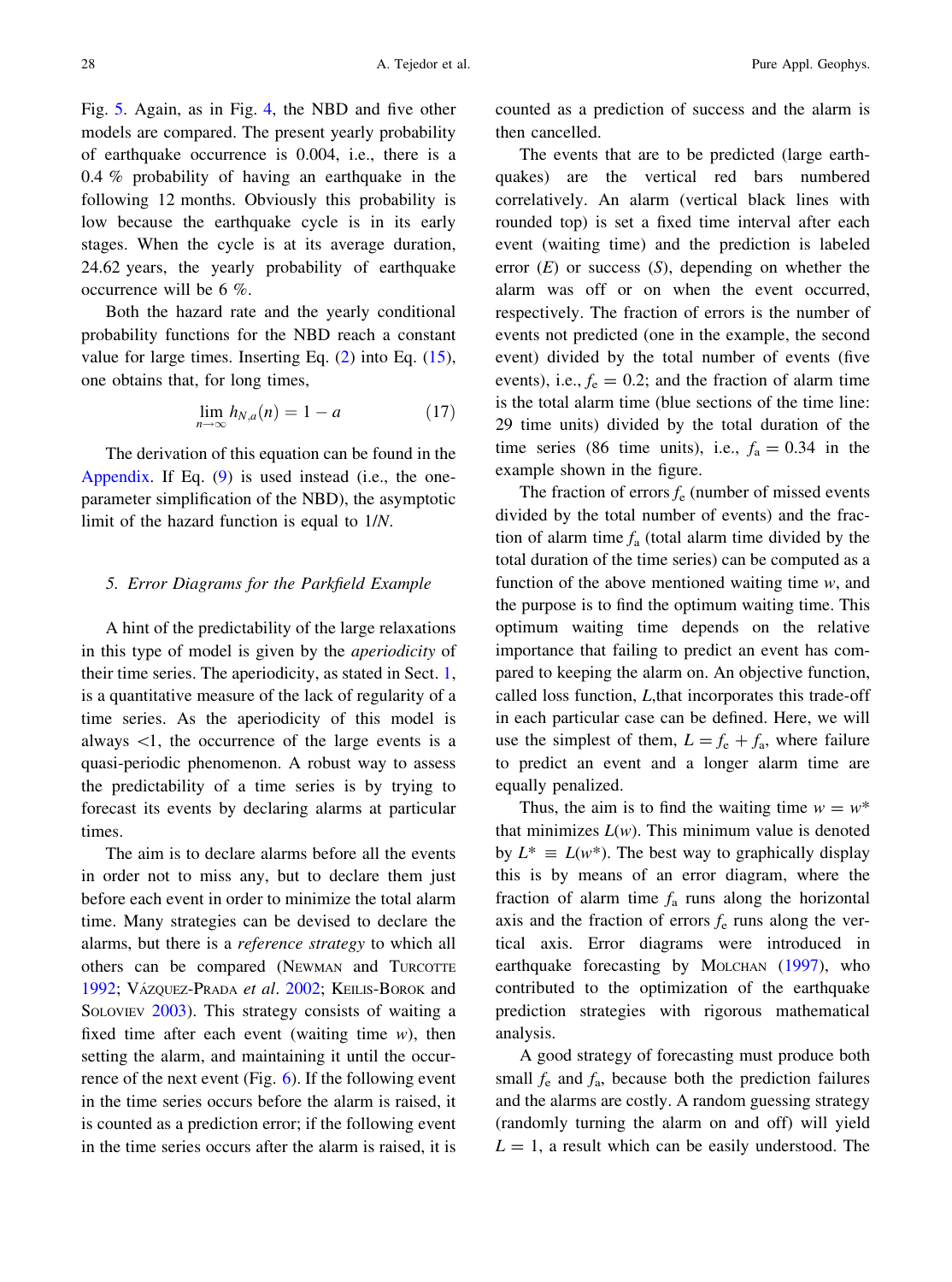Fig. 5. Again, as in Fig. 4, the NBD and five other models are compared. The present yearly probability of earthquake occurrence is 0.004, i.e., there is a 0.4 % probability of having an earthquake in the following 12 months. Obviously this probability is low because the earthquake cycle is in its early stages. When the cycle is at its average duration, 24.62 years, the yearly probability of earthquake occurrence will be 6 %.

Both the hazard rate and the yearly conditional probability functions for the NBD reach a constant value for large times. Inserting Eq. (2) into Eq. (15), one obtains that, for long times,

$$\lim_{n \to \infty} h_{N,a}(n) = 1 - a \tag{17}$$

The derivation of this equation can be found in the Appendix. If Eq. (9) is used instead (i.e., the one-parameter simplification of the NBD), the asymptotic limit of the hazard function is equal to $1/N$.

## 5. Error Diagrams for the Parkfield Example

A hint of the predictability of the large relaxations in this type of model is given by the *aperiodicity* of their time series. The aperiodicity, as stated in Sect. 1, is a quantitative measure of the lack of regularity of a time series. As the aperiodicity of this model is always $<1$, the occurrence of the large events is a quasi-periodic phenomenon. A robust way to assess the predictability of a time series is by trying to forecast its events by declaring alarms at particular times.

The aim is to declare alarms before all the events in order not to miss any, but to declare them just before each event in order to minimize the total alarm time. Many strategies can be devised to declare the alarms, but there is a *reference strategy* to which all others can be compared (Newman and Turcotte 1992; Vázquez-Prada *et al*. 2002; Keilis-Borok and Soloviev 2003). This strategy consists of waiting a fixed time after each event (waiting time $w$), then setting the alarm, and maintaining it until the occurrence of the next event (Fig. 6). If the following event in the time series occurs before the alarm is raised, it is counted as a prediction error; if the following event in the time series occurs after the alarm is raised, it is counted as a prediction of success and the alarm is then cancelled.

The events that are to be predicted (large earthquakes) are the vertical red bars numbered correlatively. An alarm (vertical black lines with rounded top) is set a fixed time interval after each event (waiting time) and the prediction is labeled error ($E$) or success ($S$), depending on whether the alarm was off or on when the event occurred, respectively. The fraction of errors is the number of events not predicted (one in the example, the second event) divided by the total number of events (five events), i.e., $f_e = 0.2$; and the fraction of alarm time is the total alarm time (blue sections of the time line: 29 time units) divided by the total duration of the time series (86 time units), i.e., $f_a = 0.34$ in the example shown in the figure.

The fraction of errors $f_e$ (number of missed events divided by the total number of events) and the fraction of alarm time $f_a$ (total alarm time divided by the total duration of the time series) can be computed as a function of the above mentioned waiting time $w$, and the purpose is to find the optimum waiting time. This optimum waiting time depends on the relative importance that failing to predict an event has compared to keeping the alarm on. An objective function, called loss function, $L$,that incorporates this trade-off in each particular case can be defined. Here, we will use the simplest of them, $L = f_e + f_a$, where failure to predict an event and a longer alarm time are equally penalized.

Thus, the aim is to find the waiting time $w = w^*$ that minimizes $L(w)$. This minimum value is denoted by $L^* \equiv L(w^*)$. The best way to graphically display this is by means of an error diagram, where the fraction of alarm time $f_a$ runs along the horizontal axis and the fraction of errors $f_e$ runs along the vertical axis. Error diagrams were introduced in earthquake forecasting by Molchan (1997), who contributed to the optimization of the earthquake prediction strategies with rigorous mathematical analysis.

A good strategy of forecasting must produce both small $f_e$ and $f_a$, because both the prediction failures and the alarms are costly. A random guessing strategy (randomly turning the alarm on and off) will yield $L = 1$, a result which can be easily understood. The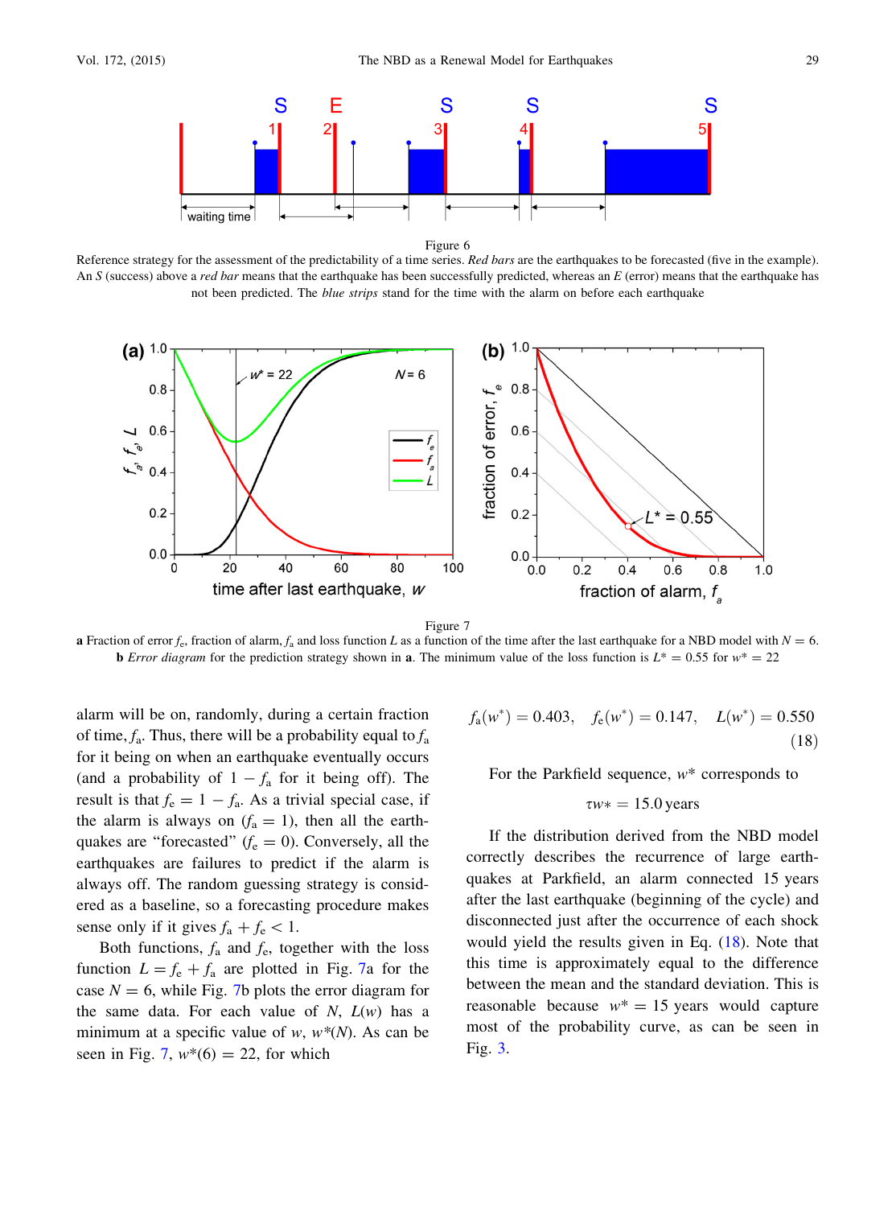Figure 6

Reference strategy for the assessment of the predictability of a time series. *Red bars* are the earthquakes to be forecasted (five in the example). An *S* (success) above a *red bar* means that the earthquake has been successfully predicted, whereas an *E* (error) means that the earthquake has not been predicted. The *blue strips* stand for the time with the alarm on before each earthquake

Figure 7

**a** Fraction of error $f_e$, fraction of alarm, $f_a$ and loss function $L$ as a function of the time after the last earthquake for a NBD model with $N = 6$. **b** *Error diagram* for the prediction strategy shown in **a**. The minimum value of the loss function is $L^* = 0.55$ for $w^* = 22$

alarm will be on, randomly, during a certain fraction of time, $f_a$. Thus, there will be a probability equal to $f_a$ for it being on when an earthquake eventually occurs (and a probability of $1 - f_a$ for it being off). The result is that $f_e = 1 - f_a$. As a trivial special case, if the alarm is always on ($f_a = 1$), then all the earthquakes are "forecasted" ($f_e = 0$). Conversely, all the earthquakes are failures to predict if the alarm is always off. The random guessing strategy is considered as a baseline, so a forecasting procedure makes sense only if it gives $f_a + f_e < 1$.

Both functions, $f_a$ and $f_e$, together with the loss function $L = f_e + f_a$ are plotted in Fig. 7a for the case $N = 6$, while Fig. 7b plots the error diagram for the same data. For each value of $N$, $L(w)$ has a minimum at a specific value of $w$, $w^*(N)$. As can be seen in Fig. 7, $w^*(6) = 22$, for which

$$f_a(w^*) = 0.403, \quad f_e(w^*) = 0.147, \quad L(w^*) = 0.550 \tag{18}$$

For the Parkfield sequence, $w^*$ corresponds to

$$\tau w* = 15.0 \,\text{years}$$

If the distribution derived from the NBD model correctly describes the recurrence of large earthquakes at Parkfield, an alarm connected 15 years after the last earthquake (beginning of the cycle) and disconnected just after the occurrence of each shock would yield the results given in Eq. (18). Note that this time is approximately equal to the difference between the mean and the standard deviation. This is reasonable because $w^* = 15$ years would capture most of the probability curve, as can be seen in Fig. 3.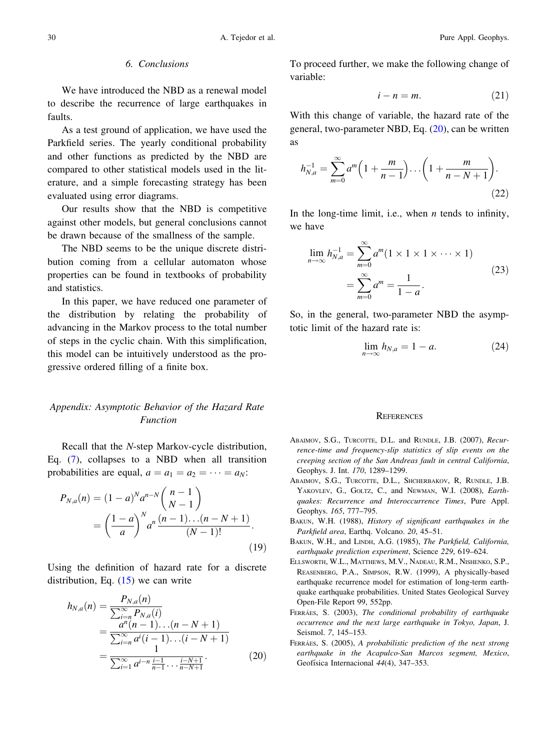## 6. Conclusions

We have introduced the NBD as a renewal model to describe the recurrence of large earthquakes in faults.

As a test ground of application, we have used the Parkfield series. The yearly conditional probability and other functions as predicted by the NBD are compared to other statistical models used in the literature, and a simple forecasting strategy has been evaluated using error diagrams.

Our results show that the NBD is competitive against other models, but general conclusions cannot be drawn because of the smallness of the sample.

The NBD seems to be the unique discrete distribution coming from a cellular automaton whose properties can be found in textbooks of probability and statistics.

In this paper, we have reduced one parameter of the distribution by relating the probability of advancing in the Markov process to the total number of steps in the cyclic chain. With this simplification, this model can be intuitively understood as the progressive ordered filling of a finite box.

## Appendix: Asymptotic Behavior of the Hazard Rate Function

Recall that the $N$-step Markov-cycle distribution, Eq. (7), collapses to a NBD when all transition probabilities are equal, $a = a_1 = a_2 = \cdots = a_N$:

$$
\begin{aligned}
P_{N,a}(n) &= (1-a)^N a^{n-N} \binom{n-1}{N-1} \\
&= \left(\frac{1-a}{a}\right)^N a^n \frac{(n-1)\ldots(n-N+1)}{(N-1)!}.
\end{aligned}
\tag{19}
$$

Using the definition of hazard rate for a discrete distribution, Eq. (15) we can write

$$
\begin{aligned}
h_{N,a}(n) &= \frac{P_{N,a}(n)}{\sum_{i=n}^{\infty} P_{N,a}(i)} \\
&= \frac{a^n (n-1)\ldots(n-N+1)}{\sum_{i=n}^{\infty} a^i (i-1)\ldots(i-N+1)} \\
&= \frac{1}{\sum_{i=1}^{\infty} a^{i-n} \frac{i-1}{n-1} \cdots \frac{i-N+1}{n-N+1}}.
\end{aligned}
\tag{20}
$$

To proceed further, we make the following change of variable:

$$
i - n = m. \tag{21}
$$

With this change of variable, the hazard rate of the general, two-parameter NBD, Eq. (20), can be written as

$$
h_{N,a}^{-1} = \sum_{m=0}^{\infty} a^m \left(1 + \frac{m}{n-1}\right) \ldots \left(1 + \frac{m}{n-N+1}\right). \tag{22}
$$

In the long-time limit, i.e., when $n$ tends to infinity, we have

$$
\begin{aligned}
\lim_{n \to \infty} h_{N,a}^{-1} &= \sum_{m=0}^{\infty} a^m (1 \times 1 \times 1 \times \cdots \times 1) \\
&= \sum_{m=0}^{\infty} a^m = \frac{1}{1-a}.
\end{aligned}
\tag{23}
$$

So, in the general, two-parameter NBD the asymptotic limit of the hazard rate is:

$$
\lim_{n \to \infty} h_{N,a} = 1 - a. \tag{24}
$$

## References

Abaimov, S.G., Turcotte, D.L. and Rundle, J.B. (2007), *Recurrence-time and frequency-slip statistics of slip events on the creeping section of the San Andreas fault in central California*, Geophys. J. Int. *170*, 1289–1299.

Abaimov, S.G., Turcotte, D.L., Shcherbakov, R, Rundle, J.B. Yakovlev, G., Goltz, C., and Newman, W.I. (2008), *Earthquakes: Recurrence and Interoccurrence Times*, Pure Appl. Geophys. *165*, 777–795.

Bakun, W.H. (1988), *History of significant earthquakes in the Parkfield area*, Earthq. Volcano. *20*, 45–51.

Bakun, W.H., and Lindh, A.G. (1985), *The Parkfield, California, earthquake prediction experiment*, Science *229*, 619–624.

Ellsworth, W.L., Matthews, M.V., Nadeau, R.M., Nishenko, S.P., Reasenberg, P.A., Simpson, R.W. (1999), A physically-based earthquake recurrence model for estimation of long-term earthquake earthquake probabilities. United States Geological Survey Open-File Report 99, 552pp.

Ferráes, S. (2003), *The conditional probability of earthquake occurrence and the next large earthquake in Tokyo, Japan*, J. Seismol. *7*, 145–153.

Ferráes, S. (2005), *A probabilistic prediction of the next strong earthquake in the Acapulco-San Marcos segment, Mexico*, Geofísica Internacional *44*(4), 347–353.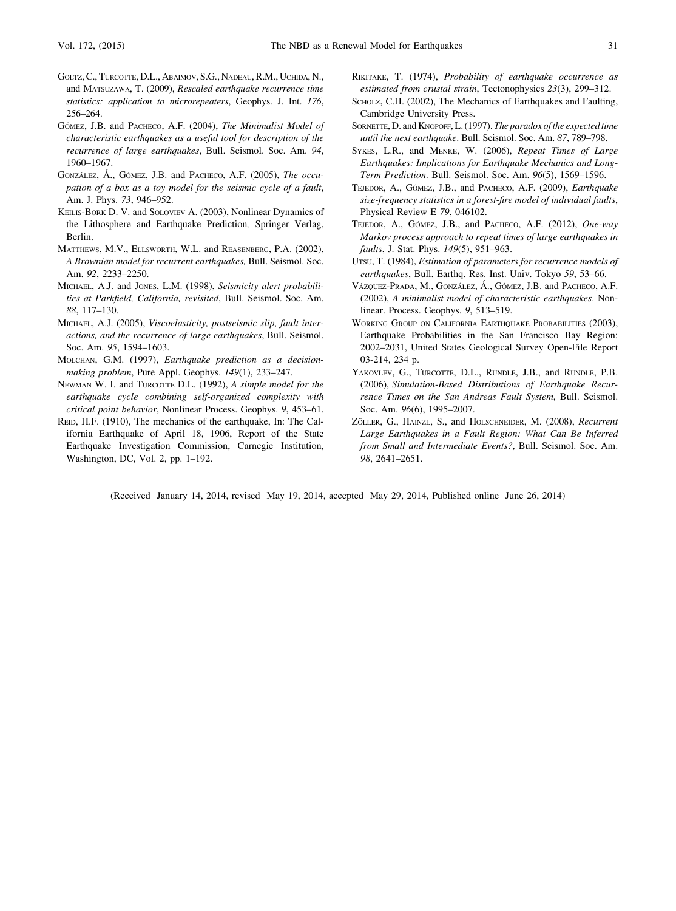GOLTZ, C., TURCOTTE, D.L., ABAIMOV, S.G., NADEAU, R.M., UCHIDA, N., and MATSUZAWA, T. (2009), *Rescaled earthquake recurrence time statistics: application to microrepeaters*, Geophys. J. Int. *176*, 256–264.

GÓMEZ, J.B. and PACHECO, A.F. (2004), *The Minimalist Model of characteristic earthquakes as a useful tool for description of the recurrence of large earthquakes*, Bull. Seismol. Soc. Am. *94*, 1960–1967.

GONZÁLEZ, Á., GÓMEZ, J.B. and PACHECO, A.F. (2005), *The occupation of a box as a toy model for the seismic cycle of a fault*, Am. J. Phys. *73*, 946–952.

KEILIS-BORK D. V. and SOLOVIEV A. (2003), Nonlinear Dynamics of the Lithosphere and Earthquake Prediction*,* Springer Verlag, Berlin.

MATTHEWS, M.V., ELLSWORTH, W.L. and REASENBERG, P.A. (2002), *A Brownian model for recurrent earthquakes,* Bull. Seismol. Soc. Am. *92*, 2233–2250.

MICHAEL, A.J. and JONES, L.M. (1998), *Seismicity alert probabilities at Parkfield, California, revisited*, Bull. Seismol. Soc. Am. *88*, 117–130.

MICHAEL, A.J. (2005), *Viscoelasticity, postseismic slip, fault interactions, and the recurrence of large earthquakes*, Bull. Seismol. Soc. Am. *95*, 1594–1603.

MOLCHAN, G.M. (1997), *Earthquake prediction as a decision-making problem*, Pure Appl. Geophys. *149*(1), 233–247.

NEWMAN W. I. and TURCOTTE D.L. (1992), *A simple model for the earthquake cycle combining self-organized complexity with critical point behavior*, Nonlinear Process. Geophys. *9*, 453–61.

REID, H.F. (1910), The mechanics of the earthquake, In: The California Earthquake of April 18, 1906, Report of the State Earthquake Investigation Commission, Carnegie Institution, Washington, DC, Vol. 2, pp. 1–192.

RIKITAKE, T. (1974), *Probability of earthquake occurrence as estimated from crustal strain*, Tectonophysics *23*(3), 299–312.

SCHOLZ, C.H. (2002), The Mechanics of Earthquakes and Faulting, Cambridge University Press.

SORNETTE, D. and KNOPOFF, L. (1997). *The paradox of the expected time until the next earthquake*. Bull. Seismol. Soc. Am. *87*, 789–798.

SYKES, L.R., and MENKE, W. (2006), *Repeat Times of Large Earthquakes: Implications for Earthquake Mechanics and Long-Term Prediction*. Bull. Seismol. Soc. Am. *96*(5), 1569–1596.

TEJEDOR, A., GÓMEZ, J.B., and PACHECO, A.F. (2009), *Earthquake size-frequency statistics in a forest-fire model of individual faults*, Physical Review E *79*, 046102.

TEJEDOR, A., GÓMEZ, J.B., and PACHECO, A.F. (2012), *One-way Markov process approach to repeat times of large earthquakes in faults*, J. Stat. Phys. *149*(5), 951–963.

UTSU, T. (1984), *Estimation of parameters for recurrence models of earthquakes*, Bull. Earthq. Res. Inst. Univ. Tokyo *59*, 53–66.

VÁZQUEZ-PRADA, M., GONZÁLEZ, Á., GÓMEZ, J.B. and PACHECO, A.F. (2002), *A minimalist model of characteristic earthquakes*. Nonlinear. Process. Geophys. *9*, 513–519.

WORKING GROUP ON CALIFORNIA EARTHQUAKE PROBABILITIES (2003), Earthquake Probabilities in the San Francisco Bay Region: 2002–2031, United States Geological Survey Open-File Report 03-214, 234 p.

YAKOVLEV, G., TURCOTTE, D.L., RUNDLE, J.B., and RUNDLE, P.B. (2006), *Simulation-Based Distributions of Earthquake Recurrence Times on the San Andreas Fault System*, Bull. Seismol. Soc. Am. *96*(6), 1995–2007.

ZÖLLER, G., HAINZL, S., and HOLSCHNEIDER, M. (2008), *Recurrent Large Earthquakes in a Fault Region: What Can Be Inferred from Small and Intermediate Events?*, Bull. Seismol. Soc. Am. *98*, 2641–2651.

(Received January 14, 2014, revised May 19, 2014, accepted May 29, 2014, Published online June 26, 2014)